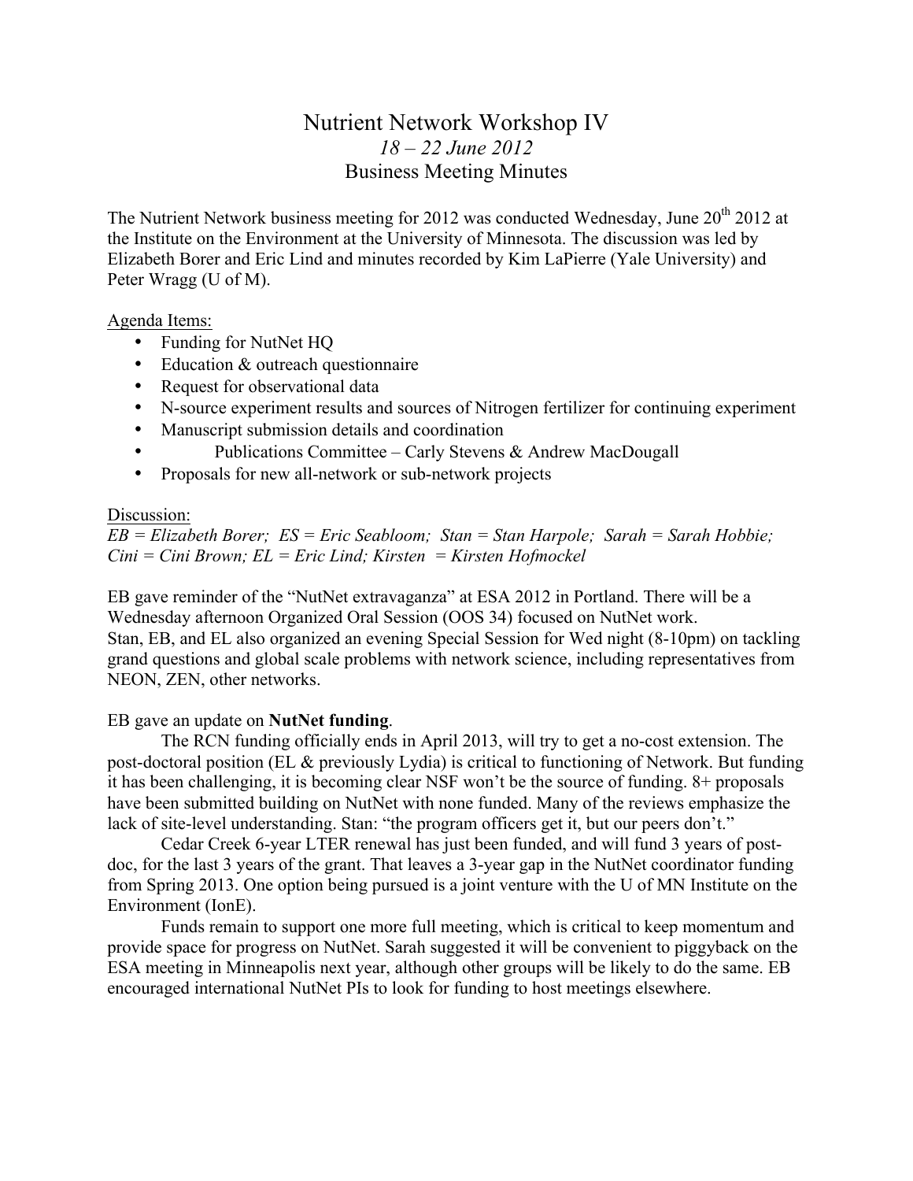# Nutrient Network Workshop IV

*18 – 22 June 2012*

Business Meeting Minutes

The Nutrient Network business meeting for 2012 was conducted Wednesday, June 20th 2012 at the Institute on the Environment at the University of Minnesota. The discussion was led by Elizabeth Borer and Eric Lind and minutes recorded by Kim LaPierre (Yale University) and Peter Wragg (U of M).

Agenda Items:

- Funding for NutNet HQ
- Education & outreach questionnaire
- Request for observational data
- N-source experiment results and sources of Nitrogen fertilizer for continuing experiment
- Manuscript submission details and coordination
- Publications Committee – Carly Stevens & Andrew MacDougall
- Proposals for new all-network or sub-network projects

Discussion:

*EB = Elizabeth Borer; ES = Eric Seabloom; Stan = Stan Harpole; Sarah = Sarah Hobbie; Cini = Cini Brown; EL = Eric Lind; Kirsten = Kirsten Hofmockel*

EB gave reminder of the "NutNet extravaganza" at ESA 2012 in Portland. There will be a Wednesday afternoon Organized Oral Session (OOS 34) focused on NutNet work.
Stan, EB, and EL also organized an evening Special Session for Wed night (8-10pm) on tackling grand questions and global scale problems with network science, including representatives from NEON, ZEN, other networks.

EB gave an update on **NutNet funding**.

The RCN funding officially ends in April 2013, will try to get a no-cost extension. The post-doctoral position (EL & previously Lydia) is critical to functioning of Network. But funding it has been challenging, it is becoming clear NSF won't be the source of funding. 8+ proposals have been submitted building on NutNet with none funded. Many of the reviews emphasize the lack of site-level understanding. Stan: "the program officers get it, but our peers don't."

Cedar Creek 6-year LTER renewal has just been funded, and will fund 3 years of post-doc, for the last 3 years of the grant. That leaves a 3-year gap in the NutNet coordinator funding from Spring 2013. One option being pursued is a joint venture with the U of MN Institute on the Environment (IonE).

Funds remain to support one more full meeting, which is critical to keep momentum and provide space for progress on NutNet. Sarah suggested it will be convenient to piggyback on the ESA meeting in Minneapolis next year, although other groups will be likely to do the same. EB encouraged international NutNet PIs to look for funding to host meetings elsewhere.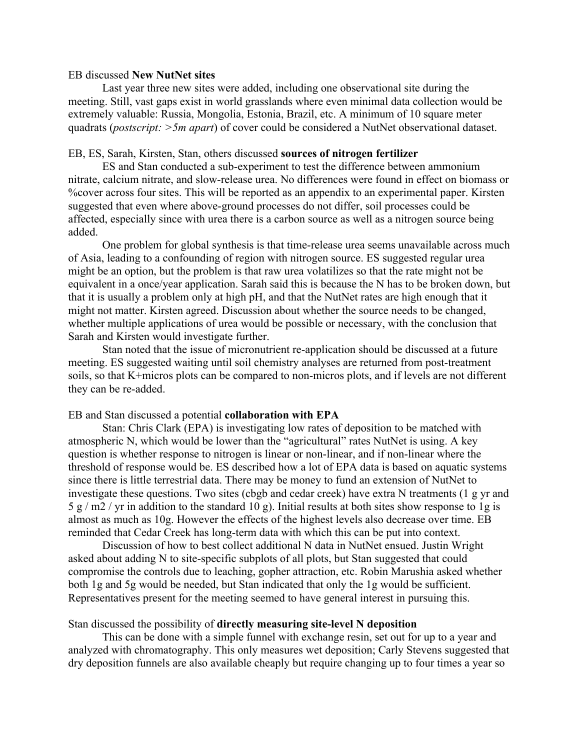EB discussed **New NutNet sites**

Last year three new sites were added, including one observational site during the meeting. Still, vast gaps exist in world grasslands where even minimal data collection would be extremely valuable: Russia, Mongolia, Estonia, Brazil, etc. A minimum of 10 square meter quadrats (*postscript: >5m apart*) of cover could be considered a NutNet observational dataset.

EB, ES, Sarah, Kirsten, Stan, others discussed **sources of nitrogen fertilizer**

ES and Stan conducted a sub-experiment to test the difference between ammonium nitrate, calcium nitrate, and slow-release urea. No differences were found in effect on biomass or %cover across four sites. This will be reported as an appendix to an experimental paper. Kirsten suggested that even where above-ground processes do not differ, soil processes could be affected, especially since with urea there is a carbon source as well as a nitrogen source being added.

One problem for global synthesis is that time-release urea seems unavailable across much of Asia, leading to a confounding of region with nitrogen source. ES suggested regular urea might be an option, but the problem is that raw urea volatilizes so that the rate might not be equivalent in a once/year application. Sarah said this is because the N has to be broken down, but that it is usually a problem only at high pH, and that the NutNet rates are high enough that it might not matter. Kirsten agreed. Discussion about whether the source needs to be changed, whether multiple applications of urea would be possible or necessary, with the conclusion that Sarah and Kirsten would investigate further.

Stan noted that the issue of micronutrient re-application should be discussed at a future meeting. ES suggested waiting until soil chemistry analyses are returned from post-treatment soils, so that K+micros plots can be compared to non-micros plots, and if levels are not different they can be re-added.

EB and Stan discussed a potential **collaboration with EPA**

Stan: Chris Clark (EPA) is investigating low rates of deposition to be matched with atmospheric N, which would be lower than the "agricultural" rates NutNet is using. A key question is whether response to nitrogen is linear or non-linear, and if non-linear where the threshold of response would be. ES described how a lot of EPA data is based on aquatic systems since there is little terrestrial data. There may be money to fund an extension of NutNet to investigate these questions. Two sites (cbgb and cedar creek) have extra N treatments (1 g yr and 5 g / m2 / yr in addition to the standard 10 g). Initial results at both sites show response to 1g is almost as much as 10g. However the effects of the highest levels also decrease over time. EB reminded that Cedar Creek has long-term data with which this can be put into context.

Discussion of how to best collect additional N data in NutNet ensued. Justin Wright asked about adding N to site-specific subplots of all plots, but Stan suggested that could compromise the controls due to leaching, gopher attraction, etc. Robin Marushia asked whether both 1g and 5g would be needed, but Stan indicated that only the 1g would be sufficient. Representatives present for the meeting seemed to have general interest in pursuing this.

Stan discussed the possibility of **directly measuring site-level N deposition**

This can be done with a simple funnel with exchange resin, set out for up to a year and analyzed with chromatography. This only measures wet deposition; Carly Stevens suggested that dry deposition funnels are also available cheaply but require changing up to four times a year so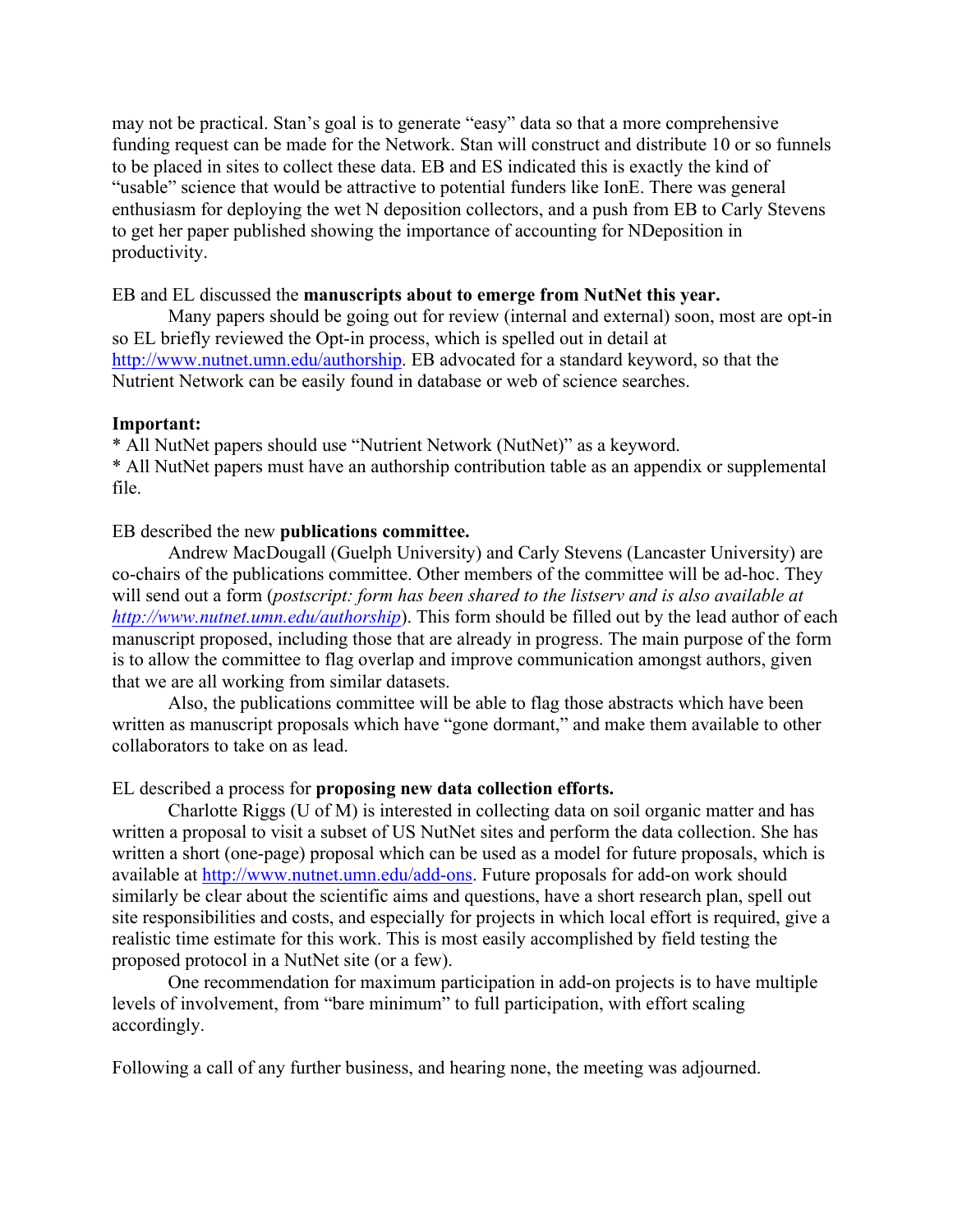may not be practical. Stan's goal is to generate "easy" data so that a more comprehensive funding request can be made for the Network. Stan will construct and distribute 10 or so funnels to be placed in sites to collect these data. EB and ES indicated this is exactly the kind of "usable" science that would be attractive to potential funders like IonE. There was general enthusiasm for deploying the wet N deposition collectors, and a push from EB to Carly Stevens to get her paper published showing the importance of accounting for NDeposition in productivity.

EB and EL discussed the **manuscripts about to emerge from NutNet this year.**

Many papers should be going out for review (internal and external) soon, most are opt-in so EL briefly reviewed the Opt-in process, which is spelled out in detail at http://www.nutnet.umn.edu/authorship. EB advocated for a standard keyword, so that the Nutrient Network can be easily found in database or web of science searches.

**Important:**

* All NutNet papers should use "Nutrient Network (NutNet)" as a keyword.
* All NutNet papers must have an authorship contribution table as an appendix or supplemental file.

EB described the new **publications committee.**

Andrew MacDougall (Guelph University) and Carly Stevens (Lancaster University) are co-chairs of the publications committee. Other members of the committee will be ad-hoc. They will send out a form (*postscript: form has been shared to the listserv and is also available at http://www.nutnet.umn.edu/authorship*). This form should be filled out by the lead author of each manuscript proposed, including those that are already in progress. The main purpose of the form is to allow the committee to flag overlap and improve communication amongst authors, given that we are all working from similar datasets.

Also, the publications committee will be able to flag those abstracts which have been written as manuscript proposals which have "gone dormant," and make them available to other collaborators to take on as lead.

EL described a process for **proposing new data collection efforts.**

Charlotte Riggs (U of M) is interested in collecting data on soil organic matter and has written a proposal to visit a subset of US NutNet sites and perform the data collection. She has written a short (one-page) proposal which can be used as a model for future proposals, which is available at http://www.nutnet.umn.edu/add-ons. Future proposals for add-on work should similarly be clear about the scientific aims and questions, have a short research plan, spell out site responsibilities and costs, and especially for projects in which local effort is required, give a realistic time estimate for this work. This is most easily accomplished by field testing the proposed protocol in a NutNet site (or a few).

One recommendation for maximum participation in add-on projects is to have multiple levels of involvement, from "bare minimum" to full participation, with effort scaling accordingly.

Following a call of any further business, and hearing none, the meeting was adjourned.